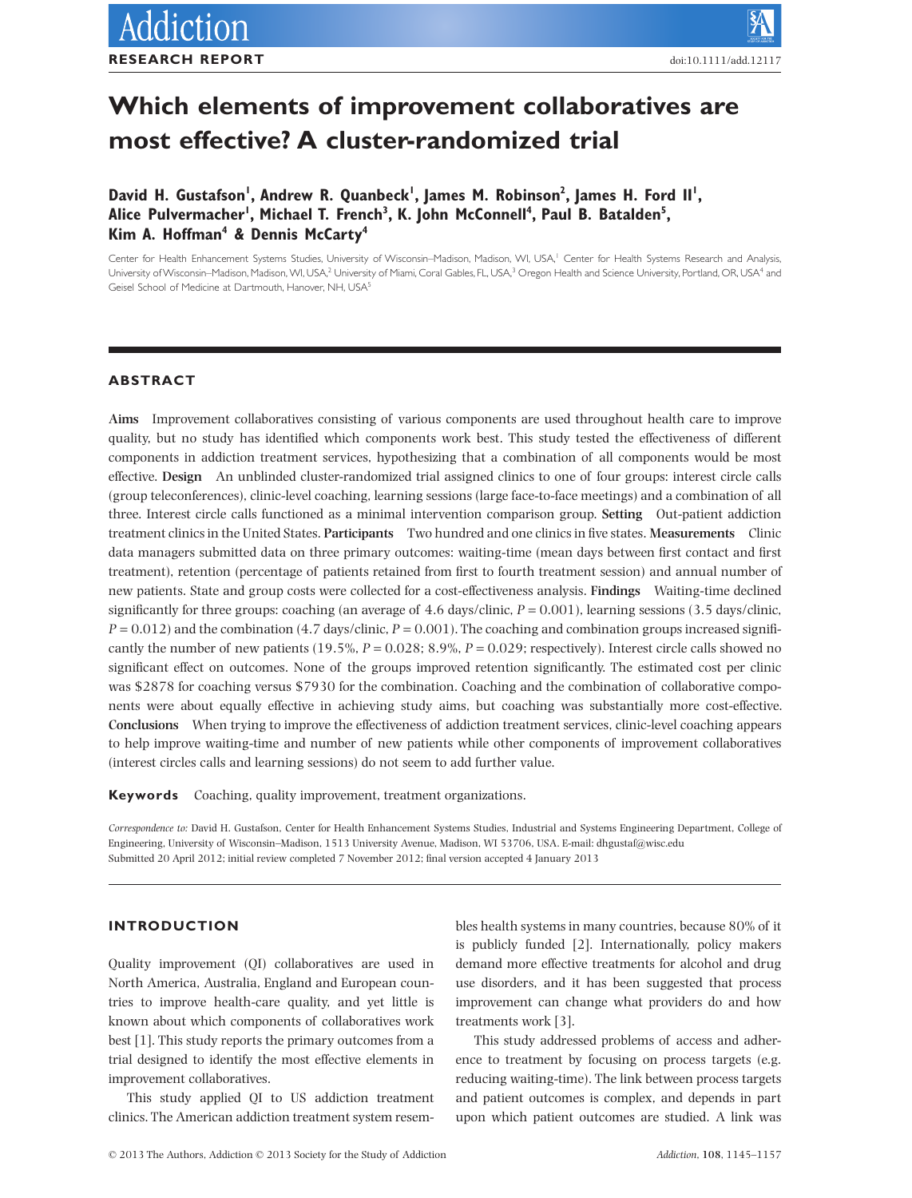# Which elements of improvement collaboratives are most effective? A cluster-randomized trial

**David H. Gustafson[1], Andrew R. Quanbeck[1], James M. Robinson[2], James H. Ford II[1], Alice Pulvermacher[1], Michael T. French[3], K. John McConnell[4], Paul B. Batalden[5], Kim A. Hoffman[4] & Dennis McCarty[4]**

Center for Health Enhancement Systems Studies, University of Wisconsin–Madison, Madison, WI, USA,[1] Center for Health Systems Research and Analysis, University of Wisconsin–Madison, Madison, WI, USA,[2] University of Miami, Coral Gables, FL, USA,[3] Oregon Health and Science University, Portland, OR, USA[4] and Geisel School of Medicine at Dartmouth, Hanover, NH, USA[5]

## ABSTRACT

**Aims** Improvement collaboratives consisting of various components are used throughout health care to improve quality, but no study has identified which components work best. This study tested the effectiveness of different components in addiction treatment services, hypothesizing that a combination of all components would be most effective. **Design** An unblinded cluster-randomized trial assigned clinics to one of four groups: interest circle calls (group teleconferences), clinic-level coaching, learning sessions (large face-to-face meetings) and a combination of all three. Interest circle calls functioned as a minimal intervention comparison group. **Setting** Out-patient addiction treatment clinics in the United States. **Participants** Two hundred and one clinics in five states. **Measurements** Clinic data managers submitted data on three primary outcomes: waiting-time (mean days between first contact and first treatment), retention (percentage of patients retained from first to fourth treatment session) and annual number of new patients. State and group costs were collected for a cost-effectiveness analysis. **Findings** Waiting-time declined significantly for three groups: coaching (an average of 4.6 days/clinic, $P = 0.001$), learning sessions (3.5 days/clinic, $P = 0.012$) and the combination (4.7 days/clinic, $P = 0.001$). The coaching and combination groups increased significantly the number of new patients (19.5%, $P = 0.028$; 8.9%, $P = 0.029$; respectively). Interest circle calls showed no significant effect on outcomes. None of the groups improved retention significantly. The estimated cost per clinic was \$2878 for coaching versus \$7930 for the combination. Coaching and the combination of collaborative components were about equally effective in achieving study aims, but coaching was substantially more cost-effective. **Conclusions** When trying to improve the effectiveness of addiction treatment services, clinic-level coaching appears to help improve waiting-time and number of new patients while other components of improvement collaboratives (interest circles calls and learning sessions) do not seem to add further value.

**Keywords** Coaching, quality improvement, treatment organizations.

*Correspondence to:* David H. Gustafson, Center for Health Enhancement Systems Studies, Industrial and Systems Engineering Department, College of Engineering, University of Wisconsin–Madison, 1513 University Avenue, Madison, WI 53706, USA. E-mail: dhgustaf@wisc.edu
Submitted 20 April 2012; initial review completed 7 November 2012; final version accepted 4 January 2013

## INTRODUCTION

Quality improvement (QI) collaboratives are used in North America, Australia, England and European countries to improve health-care quality, and yet little is known about which components of collaboratives work best [1]. This study reports the primary outcomes from a trial designed to identify the most effective elements in improvement collaboratives.

This study applied QI to US addiction treatment clinics. The American addiction treatment system resembles health systems in many countries, because 80% of it is publicly funded [2]. Internationally, policy makers demand more effective treatments for alcohol and drug use disorders, and it has been suggested that process improvement can change what providers do and how treatments work [3].

This study addressed problems of access and adherence to treatment by focusing on process targets (e.g. reducing waiting-time). The link between process targets and patient outcomes is complex, and depends in part upon which patient outcomes are studied. A link was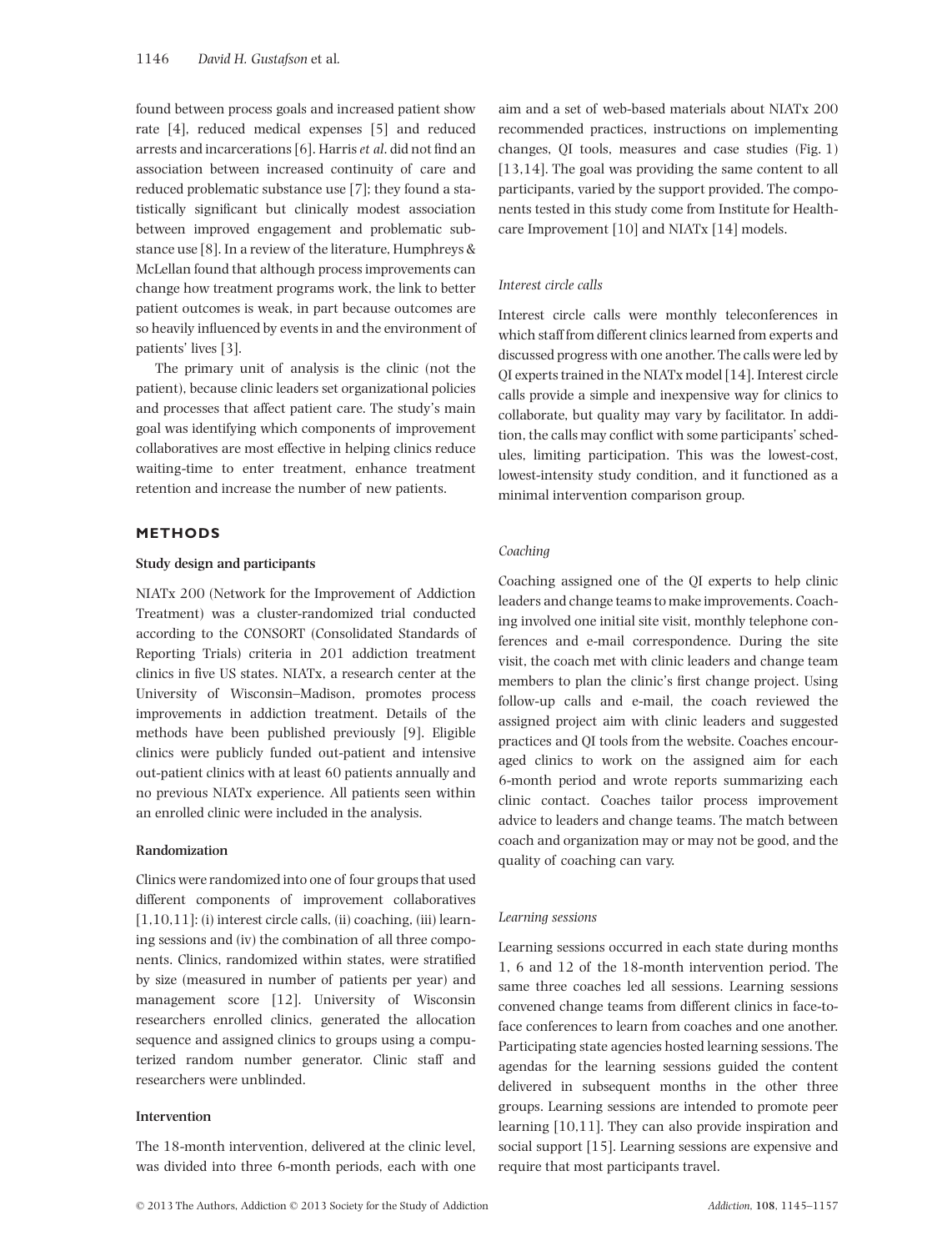found between process goals and increased patient show rate [4], reduced medical expenses [5] and reduced arrests and incarcerations [6]. Harris *et al*. did not find an association between increased continuity of care and reduced problematic substance use [7]; they found a statistically significant but clinically modest association between improved engagement and problematic substance use [8]. In a review of the literature, Humphreys & McLellan found that although process improvements can change how treatment programs work, the link to better patient outcomes is weak, in part because outcomes are so heavily influenced by events in and the environment of patients' lives [3].

The primary unit of analysis is the clinic (not the patient), because clinic leaders set organizational policies and processes that affect patient care. The study's main goal was identifying which components of improvement collaboratives are most effective in helping clinics reduce waiting-time to enter treatment, enhance treatment retention and increase the number of new patients.

## METHODS

### Study design and participants

NIATx 200 (Network for the Improvement of Addiction Treatment) was a cluster-randomized trial conducted according to the CONSORT (Consolidated Standards of Reporting Trials) criteria in 201 addiction treatment clinics in five US states. NIATx, a research center at the University of Wisconsin–Madison, promotes process improvements in addiction treatment. Details of the methods have been published previously [9]. Eligible clinics were publicly funded out-patient and intensive out-patient clinics with at least 60 patients annually and no previous NIATx experience. All patients seen within an enrolled clinic were included in the analysis.

### Randomization

Clinics were randomized into one of four groups that used different components of improvement collaboratives [1,10,11]: (i) interest circle calls, (ii) coaching, (iii) learning sessions and (iv) the combination of all three components. Clinics, randomized within states, were stratified by size (measured in number of patients per year) and management score [12]. University of Wisconsin researchers enrolled clinics, generated the allocation sequence and assigned clinics to groups using a computerized random number generator. Clinic staff and researchers were unblinded.

### Intervention

The 18-month intervention, delivered at the clinic level, was divided into three 6-month periods, each with one aim and a set of web-based materials about NIATx 200 recommended practices, instructions on implementing changes, QI tools, measures and case studies (Fig. 1) [13,14]. The goal was providing the same content to all participants, varied by the support provided. The components tested in this study come from Institute for Healthcare Improvement [10] and NIATx [14] models.

#### *Interest circle calls*

Interest circle calls were monthly teleconferences in which staff from different clinics learned from experts and discussed progress with one another. The calls were led by QI experts trained in the NIATx model [14]. Interest circle calls provide a simple and inexpensive way for clinics to collaborate, but quality may vary by facilitator. In addition, the calls may conflict with some participants' schedules, limiting participation. This was the lowest-cost, lowest-intensity study condition, and it functioned as a minimal intervention comparison group.

#### *Coaching*

Coaching assigned one of the QI experts to help clinic leaders and change teams to make improvements. Coaching involved one initial site visit, monthly telephone conferences and e-mail correspondence. During the site visit, the coach met with clinic leaders and change team members to plan the clinic's first change project. Using follow-up calls and e-mail, the coach reviewed the assigned project aim with clinic leaders and suggested practices and QI tools from the website. Coaches encouraged clinics to work on the assigned aim for each 6-month period and wrote reports summarizing each clinic contact. Coaches tailor process improvement advice to leaders and change teams. The match between coach and organization may or may not be good, and the quality of coaching can vary.

#### *Learning sessions*

Learning sessions occurred in each state during months 1, 6 and 12 of the 18-month intervention period. The same three coaches led all sessions. Learning sessions convened change teams from different clinics in face-to-face conferences to learn from coaches and one another. Participating state agencies hosted learning sessions. The agendas for the learning sessions guided the content delivered in subsequent months in the other three groups. Learning sessions are intended to promote peer learning [10,11]. They can also provide inspiration and social support [15]. Learning sessions are expensive and require that most participants travel.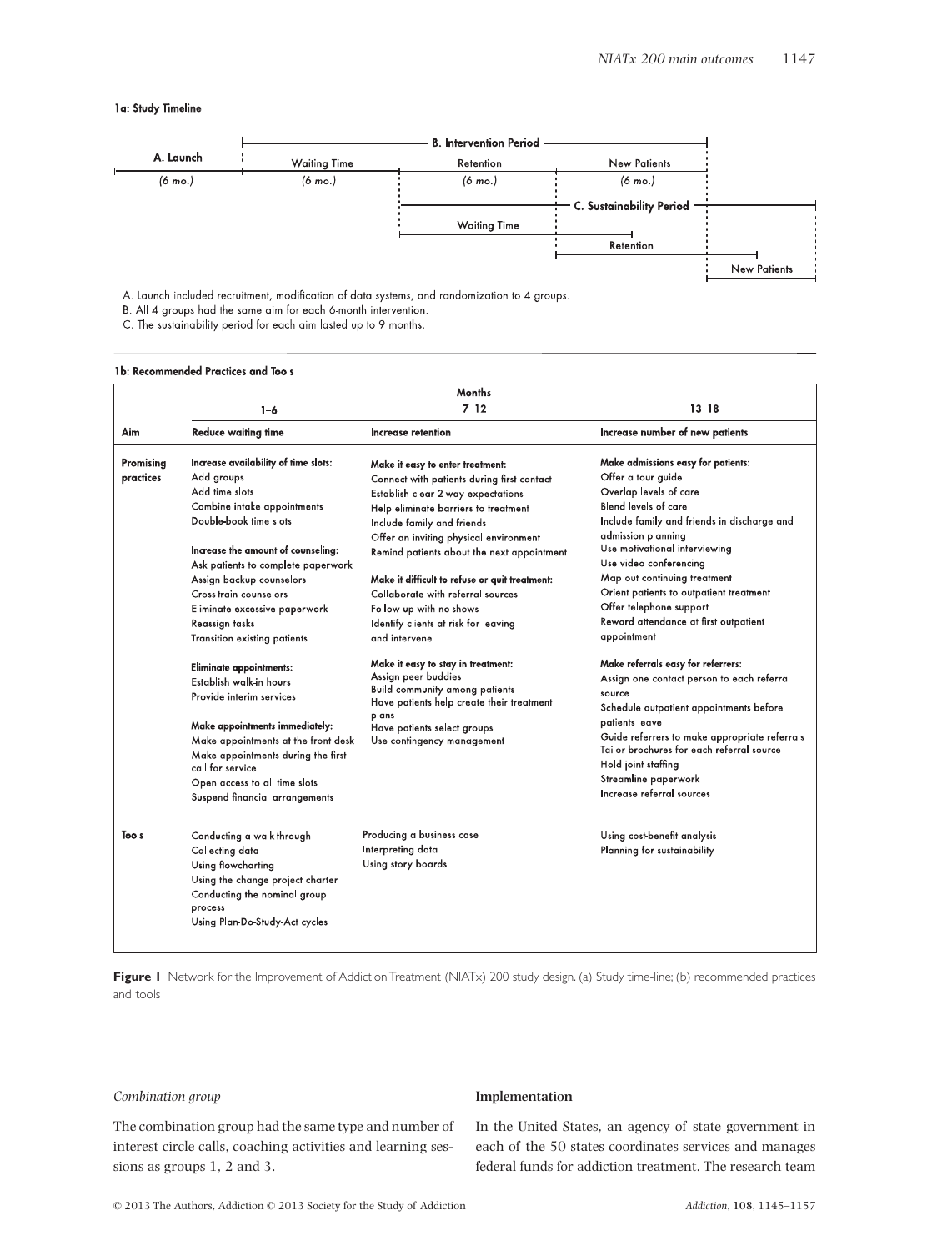**1a: Study Timeline**

| A. Launch | B. Intervention Period | | | | |
|---|---|---|---|---|---|
| | Waiting Time | Retention | New Patients | | |
| (6 mo.) | (6 mo.) | (6 mo.) | (6 mo.) | | |
| | | C. Sustainability Period | | | |
| | | Waiting Time | Retention | New Patients | |

A. Launch included recruitment, modification of data systems, and randomization to 4 groups.
B. All 4 groups had the same aim for each 6-month intervention.
C. The sustainability period for each aim lasted up to 9 months.

**1b: Recommended Practices and Tools**

| | Months 1–6 | Months 7–12 | Months 13–18 |
|---|---|---|---|
| **Aim** | **Reduce waiting time** | **Increase retention** | **Increase number of new patients** |
| **Promising practices** | **Increase availability of time slots:** Add groups; Add time slots; Combine intake appointments; Double-book time slots. **Increase the amount of counseling:** Ask patients to complete paperwork; Assign backup counselors; Cross-train counselors; Eliminate excessive paperwork; Reassign tasks; Transition existing patients. **Eliminate appointments:** Establish walk-in hours; Provide interim services. **Make appointments immediately:** Make appointments at the front desk; Make appointments during the first call for service; Open access to all time slots; Suspend financial arrangements | **Make it easy to enter treatment:** Connect with patients during first contact; Establish clear 2-way expectations; Help eliminate barriers to treatment; Include family and friends; Offer an inviting physical environment; Remind patients about the next appointment. **Make it difficult to refuse or quit treatment:** Collaborate with referral sources; Follow up with no-shows; Identify clients at risk for leaving and intervene. **Make it easy to stay in treatment:** Assign peer buddies; Build community among patients; Have patients help create their treatment plans; Have patients select groups; Use contingency management | **Make admissions easy for patients:** Offer a tour guide; Overlap levels of care; Blend levels of care; Include family and friends in discharge and admission planning; Use motivational interviewing; Use video conferencing; Map out continuing treatment; Orient patients to outpatient treatment; Offer telephone support; Reward attendance at first outpatient appointment. **Make referrals easy for referrers:** Assign one contact person to each referral source; Schedule outpatient appointments before patients leave; Guide referrers to make appropriate referrals; Tailor brochures for each referral source; Hold joint staffing; Streamline paperwork; Increase referral sources |
| **Tools** | Conducting a walk-through; Collecting data; Using flowcharting; Using the change project charter; Conducting the nominal group process; Using Plan-Do-Study-Act cycles | Producing a business case; Interpreting data; Using story boards | Using cost-benefit analysis; Planning for sustainability |

**Figure 1** Network for the Improvement of Addiction Treatment (NIATx) 200 study design. (a) Study time-line; (b) recommended practices and tools

*Combination group*

The combination group had the same type and number of interest circle calls, coaching activities and learning sessions as groups 1, 2 and 3.

### Implementation

In the United States, an agency of state government in each of the 50 states coordinates services and manages federal funds for addiction treatment. The research team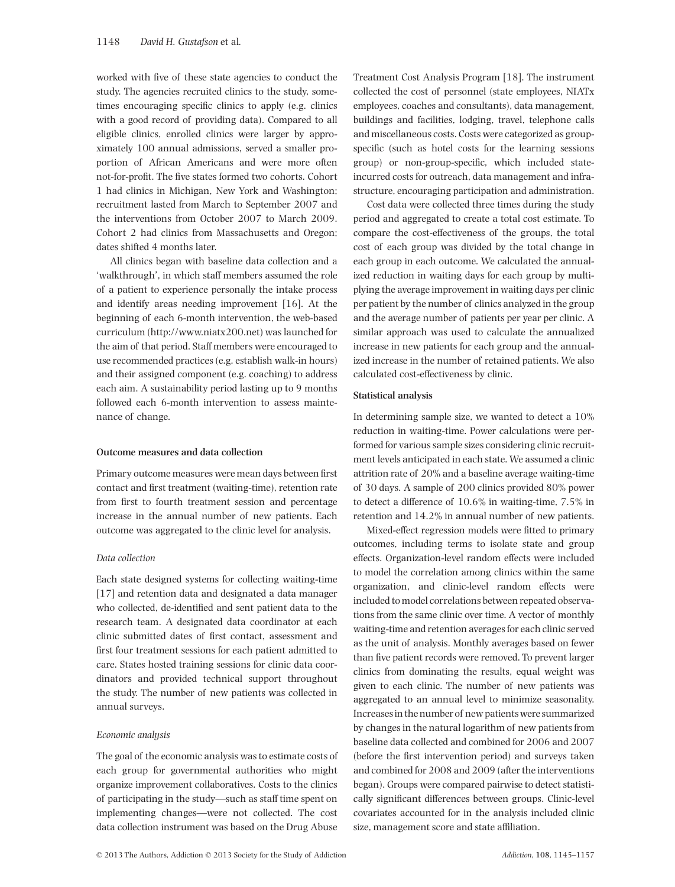worked with five of these state agencies to conduct the study. The agencies recruited clinics to the study, sometimes encouraging specific clinics to apply (e.g. clinics with a good record of providing data). Compared to all eligible clinics, enrolled clinics were larger by approximately 100 annual admissions, served a smaller proportion of African Americans and were more often not-for-profit. The five states formed two cohorts. Cohort 1 had clinics in Michigan, New York and Washington; recruitment lasted from March to September 2007 and the interventions from October 2007 to March 2009. Cohort 2 had clinics from Massachusetts and Oregon; dates shifted 4 months later.

All clinics began with baseline data collection and a 'walkthrough', in which staff members assumed the role of a patient to experience personally the intake process and identify areas needing improvement [16]. At the beginning of each 6-month intervention, the web-based curriculum (http://www.niatx200.net) was launched for the aim of that period. Staff members were encouraged to use recommended practices (e.g. establish walk-in hours) and their assigned component (e.g. coaching) to address each aim. A sustainability period lasting up to 9 months followed each 6-month intervention to assess maintenance of change.

### Outcome measures and data collection

Primary outcome measures were mean days between first contact and first treatment (waiting-time), retention rate from first to fourth treatment session and percentage increase in the annual number of new patients. Each outcome was aggregated to the clinic level for analysis.

#### *Data collection*

Each state designed systems for collecting waiting-time [17] and retention data and designated a data manager who collected, de-identified and sent patient data to the research team. A designated data coordinator at each clinic submitted dates of first contact, assessment and first four treatment sessions for each patient admitted to care. States hosted training sessions for clinic data coordinators and provided technical support throughout the study. The number of new patients was collected in annual surveys.

#### *Economic analysis*

The goal of the economic analysis was to estimate costs of each group for governmental authorities who might organize improvement collaboratives. Costs to the clinics of participating in the study—such as staff time spent on implementing changes—were not collected. The cost data collection instrument was based on the Drug Abuse Treatment Cost Analysis Program [18]. The instrument collected the cost of personnel (state employees, NIATx employees, coaches and consultants), data management, buildings and facilities, lodging, travel, telephone calls and miscellaneous costs. Costs were categorized as group-specific (such as hotel costs for the learning sessions group) or non-group-specific, which included state-incurred costs for outreach, data management and infrastructure, encouraging participation and administration.

Cost data were collected three times during the study period and aggregated to create a total cost estimate. To compare the cost-effectiveness of the groups, the total cost of each group was divided by the total change in each group in each outcome. We calculated the annualized reduction in waiting days for each group by multiplying the average improvement in waiting days per clinic per patient by the number of clinics analyzed in the group and the average number of patients per year per clinic. A similar approach was used to calculate the annualized increase in new patients for each group and the annualized increase in the number of retained patients. We also calculated cost-effectiveness by clinic.

### Statistical analysis

In determining sample size, we wanted to detect a 10% reduction in waiting-time. Power calculations were performed for various sample sizes considering clinic recruitment levels anticipated in each state. We assumed a clinic attrition rate of 20% and a baseline average waiting-time of 30 days. A sample of 200 clinics provided 80% power to detect a difference of 10.6% in waiting-time, 7.5% in retention and 14.2% in annual number of new patients.

Mixed-effect regression models were fitted to primary outcomes, including terms to isolate state and group effects. Organization-level random effects were included to model the correlation among clinics within the same organization, and clinic-level random effects were included to model correlations between repeated observations from the same clinic over time. A vector of monthly waiting-time and retention averages for each clinic served as the unit of analysis. Monthly averages based on fewer than five patient records were removed. To prevent larger clinics from dominating the results, equal weight was given to each clinic. The number of new patients was aggregated to an annual level to minimize seasonality. Increases in the number of new patients were summarized by changes in the natural logarithm of new patients from baseline data collected and combined for 2006 and 2007 (before the first intervention period) and surveys taken and combined for 2008 and 2009 (after the interventions began). Groups were compared pairwise to detect statistically significant differences between groups. Clinic-level covariates accounted for in the analysis included clinic size, management score and state affiliation.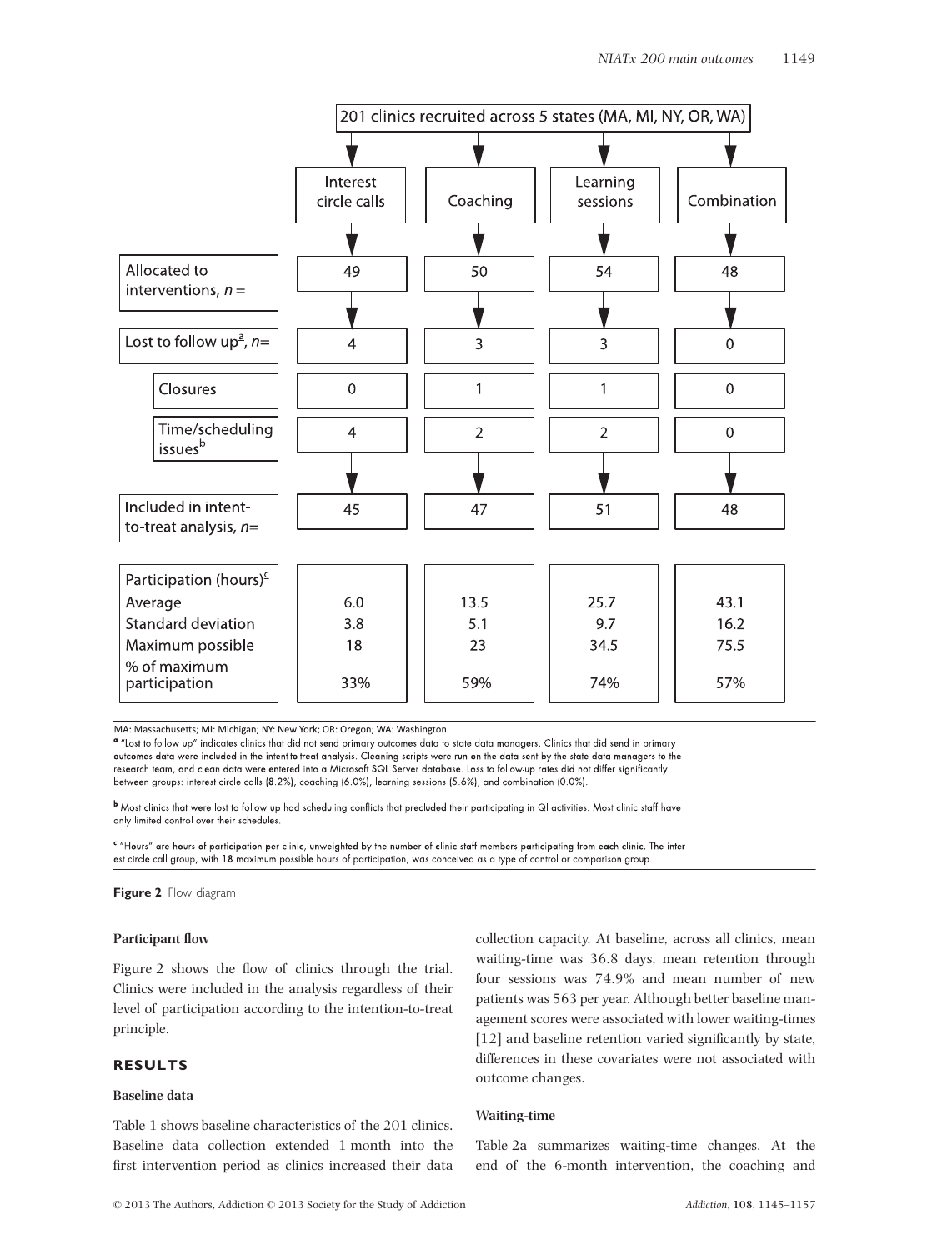201 clinics recruited across 5 states (MA, MI, NY, OR, WA)

| | Interest circle calls | Coaching | Learning sessions | Combination |
|---|---|---|---|---|
| Allocated to interventions, n = | 49 | 50 | 54 | 48 |
| Lost to follow up[a], n= | 4 | 3 | 3 | 0 |
| Closures | 0 | 1 | 1 | 0 |
| Time/scheduling issues[b] | 4 | 2 | 2 | 0 |
| Included in intent-to-treat analysis, n= | 45 | 47 | 51 | 48 |
| **Participation (hours)[c]** | | | | |
| Average | 6.0 | 13.5 | 25.7 | 43.1 |
| Standard deviation | 3.8 | 5.1 | 9.7 | 16.2 |
| Maximum possible | 18 | 23 | 34.5 | 75.5 |
| % of maximum participation | 33% | 59% | 74% | 57% |

MA: Massachusetts; MI: Michigan; NY: New York; OR: Oregon; WA: Washington.

[a] "Lost to follow up" indicates clinics that did not send primary outcomes data to state data managers. Clinics that did send in primary outcomes data were included in the intent-to-treat analysis. Cleaning scripts were run on the data sent by the state data managers to the research team, and clean data were entered into a Microsoft SQL Server database. Loss to follow-up rates did not differ significantly between groups: interest circle calls (8.2%), coaching (6.0%), learning sessions (5.6%), and combination (0.0%).

[b] Most clinics that were lost to follow up had scheduling conflicts that precluded their participating in QI activities. Most clinic staff have only limited control over their schedules.

[c] "Hours" are hours of participation per clinic, unweighted by the number of clinic staff members participating from each clinic. The interest circle call group, with 18 maximum possible hours of participation, was conceived as a type of control or comparison group.

**Figure 2** Flow diagram

### Participant flow

Figure 2 shows the flow of clinics through the trial. Clinics were included in the analysis regardless of their level of participation according to the intention-to-treat principle.

## RESULTS

### Baseline data

Table 1 shows baseline characteristics of the 201 clinics. Baseline data collection extended 1 month into the first intervention period as clinics increased their data collection capacity. At baseline, across all clinics, mean waiting-time was 36.8 days, mean retention through four sessions was 74.9% and mean number of new patients was 563 per year. Although better baseline management scores were associated with lower waiting-times [12] and baseline retention varied significantly by state, differences in these covariates were not associated with outcome changes.

### Waiting-time

Table 2a summarizes waiting-time changes. At the end of the 6-month intervention, the coaching and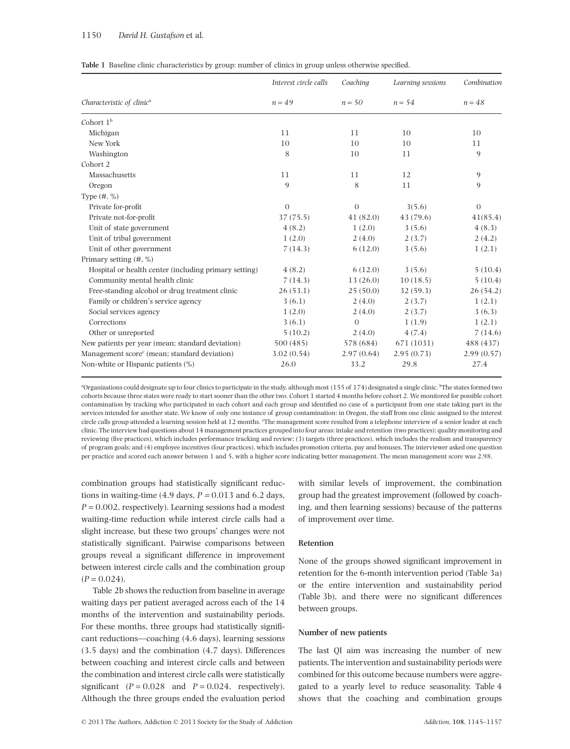**Table 1** Baseline clinic characteristics by group: number of clinics in group unless otherwise specified.

| Characteristic of clinic[a] | Interest circle calls *n* = 49 | Coaching *n* = 50 | Learning sessions *n* = 54 | Combination *n* = 48 |
|---|---|---|---|---|
| Cohort 1[b] | | | | |
| Michigan | 11 | 11 | 10 | 10 |
| New York | 10 | 10 | 10 | 11 |
| Washington | 8 | 10 | 11 | 9 |
| Cohort 2 | | | | |
| Massachusetts | 11 | 11 | 12 | 9 |
| Oregon | 9 | 8 | 11 | 9 |
| Type (#, %) | | | | |
| Private for-profit | 0 | 0 | 3(5.6) | 0 |
| Private not-for-profit | 37 (75.5) | 41 (82.0) | 43 (79.6) | 41(85.4) |
| Unit of state government | 4 (8.2) | 1 (2.0) | 3 (5.6) | 4 (8.3) |
| Unit of tribal government | 1 (2.0) | 2 (4.0) | 2 (3.7) | 2 (4.2) |
| Unit of other government | 7 (14.3) | 6 (12.0) | 3 (5.6) | 1 (2.1) |
| Primary setting (#, %) | | | | |
| Hospital or health center (including primary setting) | 4 (8.2) | 6 (12.0) | 3 (5.6) | 5 (10.4) |
| Community mental health clinic | 7 (14.3) | 13 (26.0) | 10 (18.5) | 5 (10.4) |
| Free-standing alcohol or drug treatment clinic | 26 (53.1) | 25 (50.0) | 32 (59.3) | 26 (54.2) |
| Family or children's service agency | 3 (6.1) | 2 (4.0) | 2 (3.7) | 1 (2.1) |
| Social services agency | 1 (2.0) | 2 (4.0) | 2 (3.7) | 3 (6.3) |
| Corrections | 3 (6.1) | 0 | 1 (1.9) | 1 (2.1) |
| Other or unreported | 5 (10.2) | 2 (4.0) | 4 (7.4) | 7 (14.6) |
| New patients per year (mean; standard deviation) | 500 (485) | 578 (684) | 671 (1031) | 488 (437) |
| Management score[c] (mean; standard deviation) | 3.02 (0.54) | 2.97 (0.64) | 2.95 (0.73) | 2.99 (0.57) |
| Non-white or Hispanic patients (%) | 26.0 | 33.2 | 29.8 | 27.4 |

[a]Organizations could designate up to four clinics to participate in the study, although most (155 of 174) designated a single clinic. [b]The states formed two cohorts because three states were ready to start sooner than the other two. Cohort 1 started 4 months before cohort 2. We monitored for possible cohort contamination by tracking who participated in each cohort and each group and identified no case of a participant from one state taking part in the services intended for another state. We know of only one instance of group contamination: in Oregon, the staff from one clinic assigned to the interest circle calls group attended a learning session held at 12 months. [c]The management score resulted from a telephone interview of a senior leader at each clinic. The interview had questions about 14 management practices grouped into four areas: intake and retention (two practices); quality monitoring and reviewing (five practices), which includes performance tracking and review; (3) targets (three practices), which includes the realism and transparency of program goals; and (4) employee incentives (four practices), which includes promotion criteria, pay and bonuses. The interviewer asked one question per practice and scored each answer between 1 and 5, with a higher score indicating better management. The mean management score was 2.98.

combination groups had statistically significant reductions in waiting-time (4.9 days, $P = 0.013$ and 6.2 days, $P = 0.002$, respectively). Learning sessions had a modest waiting-time reduction while interest circle calls had a slight increase, but these two groups' changes were not statistically significant. Pairwise comparisons between groups reveal a significant difference in improvement between interest circle calls and the combination group ($P = 0.024$).

Table 2b shows the reduction from baseline in average waiting days per patient averaged across each of the 14 months of the intervention and sustainability periods. For these months, three groups had statistically significant reductions—coaching (4.6 days), learning sessions (3.5 days) and the combination (4.7 days). Differences between coaching and interest circle calls and between the combination and interest circle calls were statistically significant ($P = 0.028$ and $P = 0.024$, respectively). Although the three groups ended the evaluation period with similar levels of improvement, the combination group had the greatest improvement (followed by coaching, and then learning sessions) because of the patterns of improvement over time.

#### Retention

None of the groups showed significant improvement in retention for the 6-month intervention period (Table 3a) or the entire intervention and sustainability period (Table 3b), and there were no significant differences between groups.

#### Number of new patients

The last QI aim was increasing the number of new patients. The intervention and sustainability periods were combined for this outcome because numbers were aggregated to a yearly level to reduce seasonality. Table 4 shows that the coaching and combination groups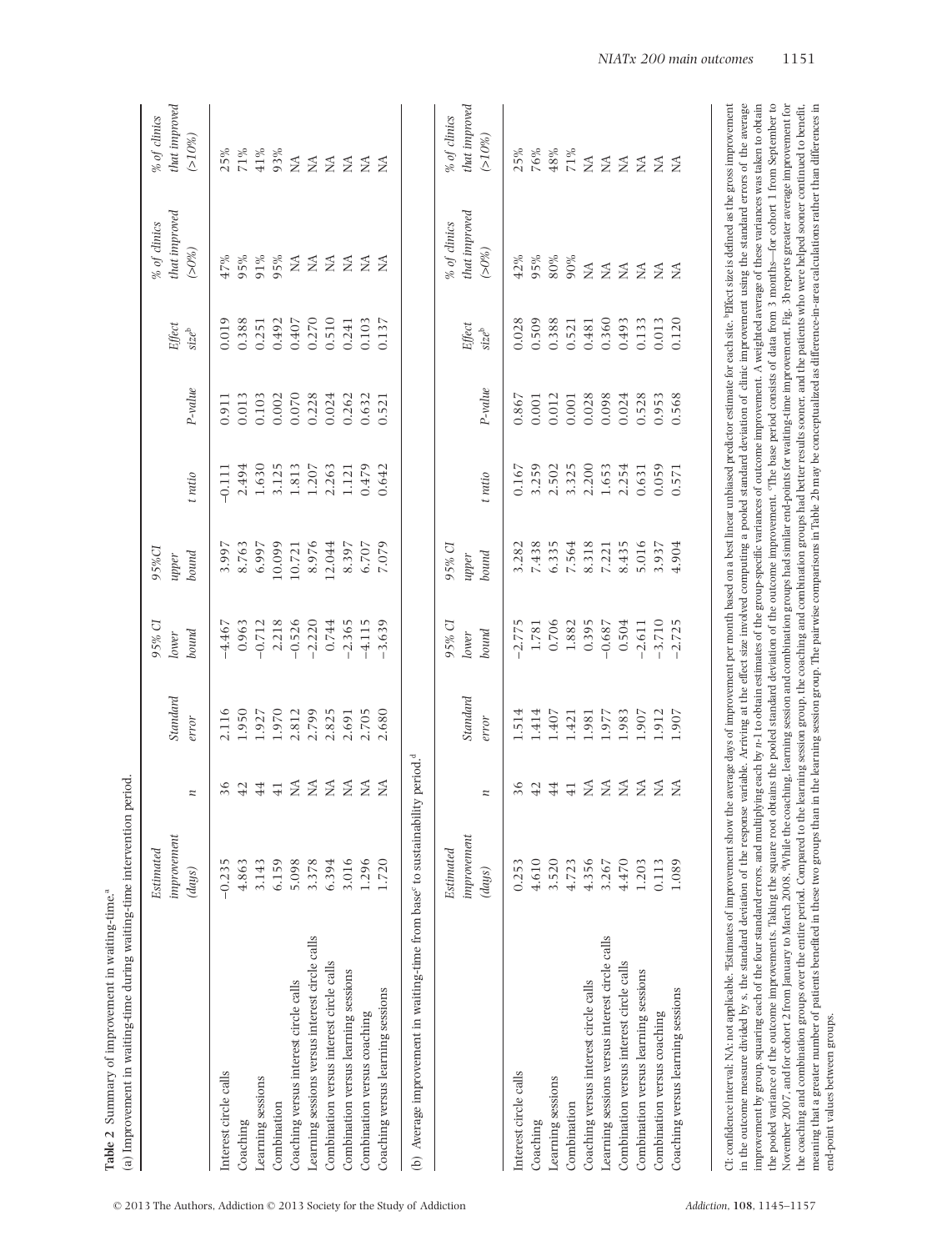**Table 2** Summary of improvement in waiting-time.[a]

(a) Improvement in waiting-time during waiting-time intervention period.

| | Estimated improvement (days) | n | Standard error | 95% CI lower bound | 95%CI upper bound | t ratio | P-value | Effect size[b] | % of clinics that improved (>0%) | % of clinics that improved (>10%) |
|---|---|---|---|---|---|---|---|---|---|---|
| Interest circle calls | −0.235 | 36 | 2.116 | −4.467 | 3.997 | −0.111 | 0.911 | 0.019 | 47% | 25% |
| Coaching | 4.863 | 42 | 1.950 | 0.963 | 8.763 | 2.494 | 0.013 | 0.388 | 95% | 71% |
| Learning sessions | 3.143 | 44 | 1.927 | −0.712 | 6.997 | 1.630 | 0.103 | 0.251 | 91% | 41% |
| Combination | 6.159 | 41 | 1.970 | 2.218 | 10.099 | 3.125 | 0.002 | 0.492 | 95% | 93% |
| Coaching versus interest circle calls | 5.098 | NA | 2.812 | −0.526 | 10.721 | 1.813 | 0.070 | 0.407 | NA | NA |
| Learning sessions versus interest circle calls | 3.378 | NA | 2.799 | −2.220 | 8.976 | 1.207 | 0.228 | 0.270 | NA | NA |
| Combination versus interest circle calls | 6.394 | NA | 2.825 | 0.744 | 12.044 | 2.263 | 0.024 | 0.510 | NA | NA |
| Combination versus learning sessions | 3.016 | NA | 2.691 | −2.365 | 8.397 | 1.121 | 0.262 | 0.241 | NA | NA |
| Combination versus coaching | 1.296 | NA | 2.705 | −4.115 | 6.707 | 0.479 | 0.632 | 0.103 | NA | NA |
| Coaching versus learning sessions | 1.720 | NA | 2.680 | −3.639 | 7.079 | 0.642 | 0.521 | 0.137 | NA | NA |

(b) Average improvement in waiting-time from base[c] to sustainability period.[d]

| | Estimated improvement (days) | n | Standard error | 95% CI lower bound | 95% CI upper bound | t ratio | P-value | Effect size[b] | % of clinics that improved (>0%) | % of clinics that improved (>10%) |
|---|---|---|---|---|---|---|---|---|---|---|
| Interest circle calls | 0.253 | 36 | 1.514 | −2.775 | 3.282 | 0.167 | 0.867 | 0.028 | 42% | 25% |
| Coaching | 4.610 | 42 | 1.414 | 1.781 | 7.438 | 3.259 | 0.001 | 0.509 | 95% | 76% |
| Learning sessions | 3.520 | 44 | 1.407 | 0.706 | 6.335 | 2.502 | 0.012 | 0.388 | 80% | 48% |
| Combination | 4.723 | 41 | 1.421 | 1.882 | 7.564 | 3.325 | 0.001 | 0.521 | 90% | 71% |
| Coaching versus interest circle calls | 4.356 | NA | 1.981 | 0.395 | 8.318 | 2.200 | 0.028 | 0.481 | NA | NA |
| Learning sessions versus interest circle calls | 3.267 | NA | 1.977 | −0.687 | 7.221 | 1.653 | 0.098 | 0.360 | NA | NA |
| Combination versus interest circle calls | 4.470 | NA | 1.983 | 0.504 | 8.435 | 2.254 | 0.024 | 0.493 | NA | NA |
| Combination versus learning sessions | 1.203 | NA | 1.907 | −2.611 | 5.016 | 0.631 | 0.528 | 0.133 | NA | NA |
| Combination versus coaching | 0.113 | NA | 1.912 | −3.710 | 3.937 | 0.059 | 0.953 | 0.013 | NA | NA |
| Coaching versus learning sessions | 1.089 | NA | 1.907 | −2.725 | 4.904 | 0.571 | 0.568 | 0.120 | NA | NA |

CI: confidence interval; NA: not applicable. [a]Estimates of improvement show the average days of improvement per month based on a best linear unbiased predictor estimate for each site. [b]Effect size is defined as the gross improvement in the outcome measure divided by s, the standard deviation of the response variable. Arriving at the effect size involved computing a pooled standard deviation of clinic improvement using the standard errors of the average improvement by group, squaring each of the four standard errors, and multiplying each by n-1 to obtain estimates of the group-specific variances of outcome improvement. A weighted average of these variances was taken to obtain the pooled variance of the outcome improvements. Taking the square root obtains the pooled standard deviation of the outcome improvement. [c]The base period consists of data from 3 months—for cohort 1 from September to November 2007, and for cohort 2 from January to March 2008. [d]While the coaching, learning session and combination groups had similar end-points for waiting-time improvement, Fig. 3b reports greater average improvement for the coaching and combination groups over the entire period. Compared to the learning session group, the coaching and combination groups had better results sooner, and the patients who were helped sooner continued to benefit, meaning that a greater number of patients benefited in these two groups than in the learning session group. The pairwise comparisons in Table 2b may be conceptualized as difference-in-area calculations rather than differences in end-point values between groups.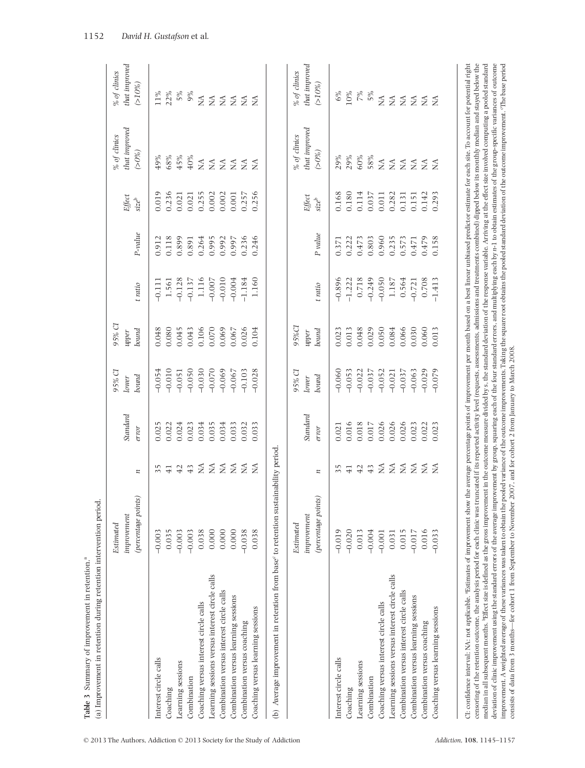**Table 3** Summary of improvement in retention.[a]

(a) Improvement in retention during retention intervention period.

| | Estimated improvement (percentage points) | n | Standard error | 95% CI lower bound | 95% CI upper bound | t ratio | P-value | Effect size[b] | % of clinics that improved (>0%) | % of clinics that improved (>10%) |
|---|---|---|---|---|---|---|---|---|---|---|
| Interest circle calls | −0.003 | 35 | 0.025 | −0.054 | 0.048 | −0.111 | 0.912 | 0.019 | 49% | 11% |
| Coaching | 0.035 | 41 | 0.022 | −0.010 | 0.080 | 1.561 | 0.118 | 0.236 | 68% | 22% |
| Learning sessions | −0.003 | 42 | 0.024 | −0.051 | 0.045 | −0.128 | 0.899 | 0.021 | 45% | 5% |
| Combination | −0.003 | 43 | 0.023 | −0.050 | 0.043 | −0.137 | 0.891 | 0.021 | 40% | 9% |
| Coaching versus interest circle calls | 0.038 | NA | 0.034 | −0.030 | 0.106 | 1.116 | 0.264 | 0.255 | NA | NA |
| Learning sessions versus interest circle calls | 0.000 | NA | 0.035 | −0.070 | 0.070 | −0.007 | 0.995 | 0.002 | NA | NA |
| Combination versus interest circle calls | 0.000 | NA | 0.034 | −0.069 | 0.069 | −0.010 | 0.992 | 0.002 | NA | NA |
| Combination versus learning sessions | 0.000 | NA | 0.033 | −0.067 | 0.067 | −0.004 | 0.997 | 0.001 | NA | NA |
| Combination versus coaching | −0.038 | NA | 0.032 | −0.103 | 0.026 | −1.184 | 0.236 | 0.257 | NA | NA |
| Coaching versus learning sessions | 0.038 | NA | 0.033 | −0.028 | 0.104 | 1.160 | 0.246 | 0.256 | NA | NA |

(b) Average improvement in retention from base[c] to retention sustainability period.

| | Estimated improvement (percentage points) | n | Standard error | 95% CI lower bound | 95%CI upper bound | t ratio | P value | Effect size[b] | % of clinics that improved (>0%) | % of clinics that improved (>10%) |
|---|---|---|---|---|---|---|---|---|---|---|
| Interest circle calls | −0.019 | 35 | 0.021 | −0.060 | 0.023 | −0.896 | 0.371 | 0.168 | 29% | 6% |
| Coaching | −0.020 | 41 | 0.016 | −0.053 | 0.013 | −1.222 | 0.222 | 0.180 | 29% | 10% |
| Learning sessions | 0.013 | 42 | 0.018 | −0.022 | 0.048 | 0.718 | 0.473 | 0.114 | 60% | 7% |
| Combination | −0.004 | 43 | 0.017 | −0.037 | 0.029 | −0.249 | 0.803 | 0.037 | 58% | 5% |
| Coaching versus interest circle calls | −0.001 | NA | 0.026 | −0.052 | 0.050 | −0.050 | 0.960 | 0.011 | NA | NA |
| Learning sessions versus interest circle calls | 0.031 | NA | 0.026 | −0.021 | 0.084 | 1.187 | 0.235 | 0.282 | NA | NA |
| Combination versus interest circle calls | 0.015 | NA | 0.026 | −0.037 | 0.066 | 0.564 | 0.573 | 0.131 | NA | NA |
| Combination versus learning sessions | −0.017 | NA | 0.023 | −0.063 | 0.030 | −0.721 | 0.471 | 0.151 | NA | NA |
| Combination versus coaching | 0.016 | NA | 0.022 | −0.029 | 0.060 | 0.708 | 0.479 | 0.142 | NA | NA |
| Coaching versus learning sessions | −0.033 | NA | 0.023 | −0.079 | 0.013 | −1.413 | 0.158 | 0.293 | NA | NA |

CI: confidence interval; NA: not applicable. [a]Estimates of improvement show the average percentage points of improvement per month based on a best linear unbiased predictor estimate for each site. To account for potential right censoring of the retention outcome, the analysis period for each clinic was truncated if its reported activity level (requests, assessments, admissions and treatments combined) dipped below its monthly median and stayed below the median in all subsequent months. [b]Effect size is defined as the gross improvement in the outcome measure divided by s, the standard deviation of the response variable. Arriving at the effect size involved computing a pooled standard deviation of clinic improvement using the standard errors of the average improvement by group, squaring each of the four standard errors, and multiplying each by $n$-1 to obtain estimates of the group-specific variances of outcome improvement. A weighted average of these variances was taken to obtain the pooled variance of the outcome improvements. Taking the square root obtains the pooled standard deviation of the outcome improvement. [c]The base period consists of data from 3 months—for cohort 1 from September to November 2007, and for cohort 2 from January to March 2008.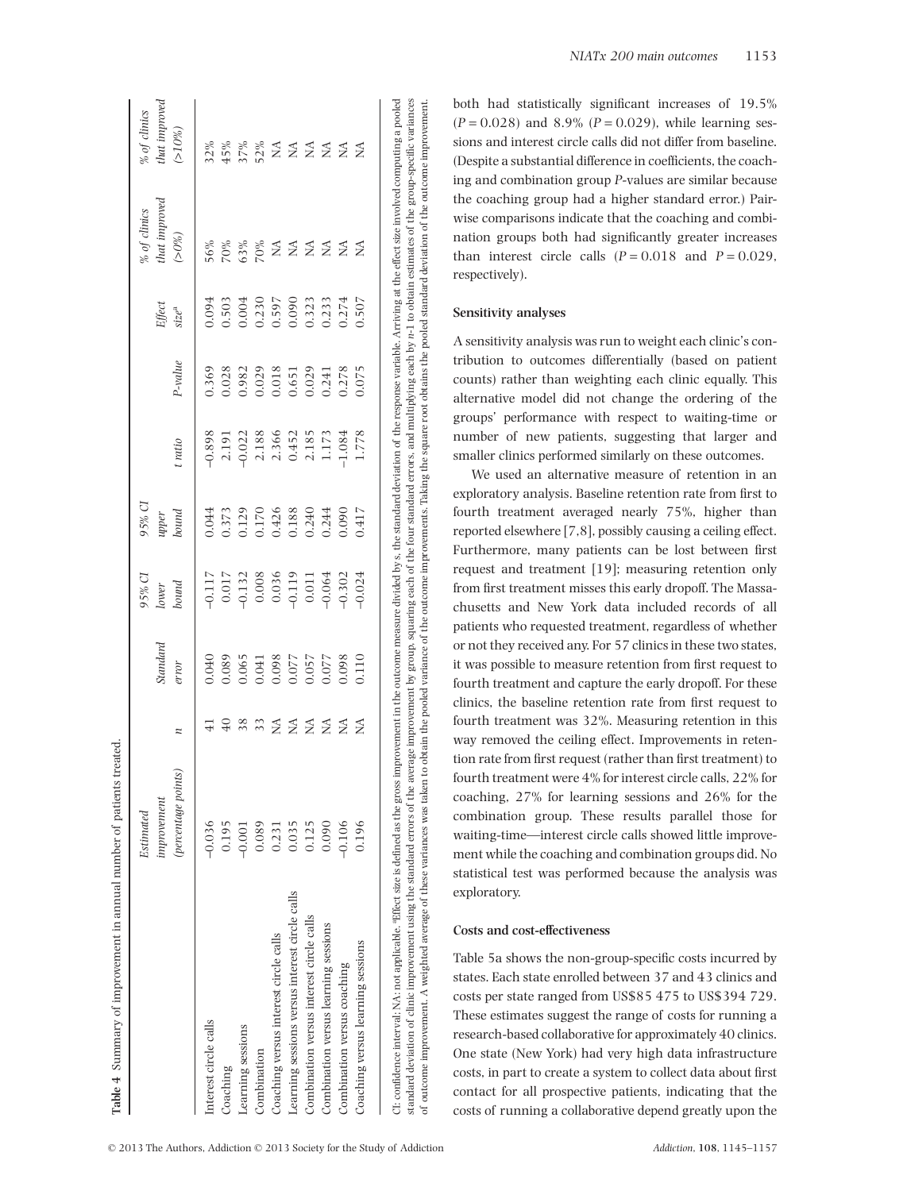**Table 4** Summary of improvement in annual number of patients treated.

| | Estimated improvement (percentage points) | n | Standard error | 95% CI lower bound | 95% CI upper bound | t ratio | P-value | Effect size[a] | % of clinics that improved (>0%) | % of clinics that improved (>10%) |
|---|---|---|---|---|---|---|---|---|---|---|
| Interest circle calls | −0.036 | 41 | 0.040 | −0.117 | 0.044 | −0.898 | 0.369 | 0.094 | 56% | 32% |
| Coaching | 0.195 | 40 | 0.089 | 0.017 | 0.373 | 2.191 | 0.028 | 0.503 | 70% | 45% |
| Learning sessions | −0.001 | 38 | 0.065 | −0.132 | 0.129 | −0.022 | 0.982 | 0.004 | 63% | 37% |
| Combination | 0.089 | 33 | 0.041 | 0.008 | 0.170 | 2.188 | 0.029 | 0.230 | 70% | 52% |
| Coaching versus interest circle calls | 0.231 | NA | 0.098 | 0.036 | 0.426 | 2.366 | 0.018 | 0.597 | NA | NA |
| Learning sessions versus interest circle calls | 0.035 | NA | 0.077 | −0.119 | 0.188 | 0.452 | 0.651 | 0.090 | NA | NA |
| Combination versus interest circle calls | 0.125 | NA | 0.057 | 0.011 | 0.240 | 2.185 | 0.029 | 0.323 | NA | NA |
| Combination versus learning sessions | 0.090 | NA | 0.077 | −0.064 | 0.244 | 1.173 | 0.241 | 0.233 | NA | NA |
| Combination versus coaching | −0.106 | NA | 0.098 | −0.302 | 0.090 | −1.084 | 0.278 | 0.274 | NA | NA |
| Coaching versus learning sessions | 0.196 | NA | 0.110 | −0.024 | 0.417 | 1.778 | 0.075 | 0.507 | NA | NA |

CI: confidence interval; NA: not applicable. [a]Effect size is defined as the gross improvement in the outcome measure divided by s, the standard deviation of the response variable. Arriving at the effect size involved computing a pooled standard deviation of clinic improvement using the standard errors of the average improvement by group, squaring each of the four standard errors, and multiplying each by n-1 to obtain estimates of the group-specific variances of outcome improvement. A weighted average of these variances was taken to obtain the pooled variance of the outcome improvements. Taking the square root obtains the pooled standard deviation of the outcome improvement.

both had statistically significant increases of 19.5% ($P = 0.028$) and 8.9% ($P = 0.029$), while learning sessions and interest circle calls did not differ from baseline. (Despite a substantial difference in coefficients, the coaching and combination group P-values are similar because the coaching group had a higher standard error.) Pairwise comparisons indicate that the coaching and combination groups both had significantly greater increases than interest circle calls ($P = 0.018$ and $P = 0.029$, respectively).

### Sensitivity analyses

A sensitivity analysis was run to weight each clinic's contribution to outcomes differentially (based on patient counts) rather than weighting each clinic equally. This alternative model did not change the ordering of the groups' performance with respect to waiting-time or number of new patients, suggesting that larger and smaller clinics performed similarly on these outcomes.

We used an alternative measure of retention in an exploratory analysis. Baseline retention rate from first to fourth treatment averaged nearly 75%, higher than reported elsewhere [7,8], possibly causing a ceiling effect. Furthermore, many patients can be lost between first request and treatment [19]; measuring retention only from first treatment misses this early dropoff. The Massachusetts and New York data included records of all patients who requested treatment, regardless of whether or not they received any. For 57 clinics in these two states, it was possible to measure retention from first request to fourth treatment and capture the early dropoff. For these clinics, the baseline retention rate from first request to fourth treatment was 32%. Measuring retention in this way removed the ceiling effect. Improvements in retention rate from first request (rather than first treatment) to fourth treatment were 4% for interest circle calls, 22% for coaching, 27% for learning sessions and 26% for the combination group. These results parallel those for waiting-time—interest circle calls showed little improvement while the coaching and combination groups did. No statistical test was performed because the analysis was exploratory.

### Costs and cost-effectiveness

Table 5a shows the non-group-specific costs incurred by states. Each state enrolled between 37 and 43 clinics and costs per state ranged from US$85 475 to US$394 729. These estimates suggest the range of costs for running a research-based collaborative for approximately 40 clinics. One state (New York) had very high data infrastructure costs, in part to create a system to collect data about first contact for all prospective patients, indicating that the costs of running a collaborative depend greatly upon the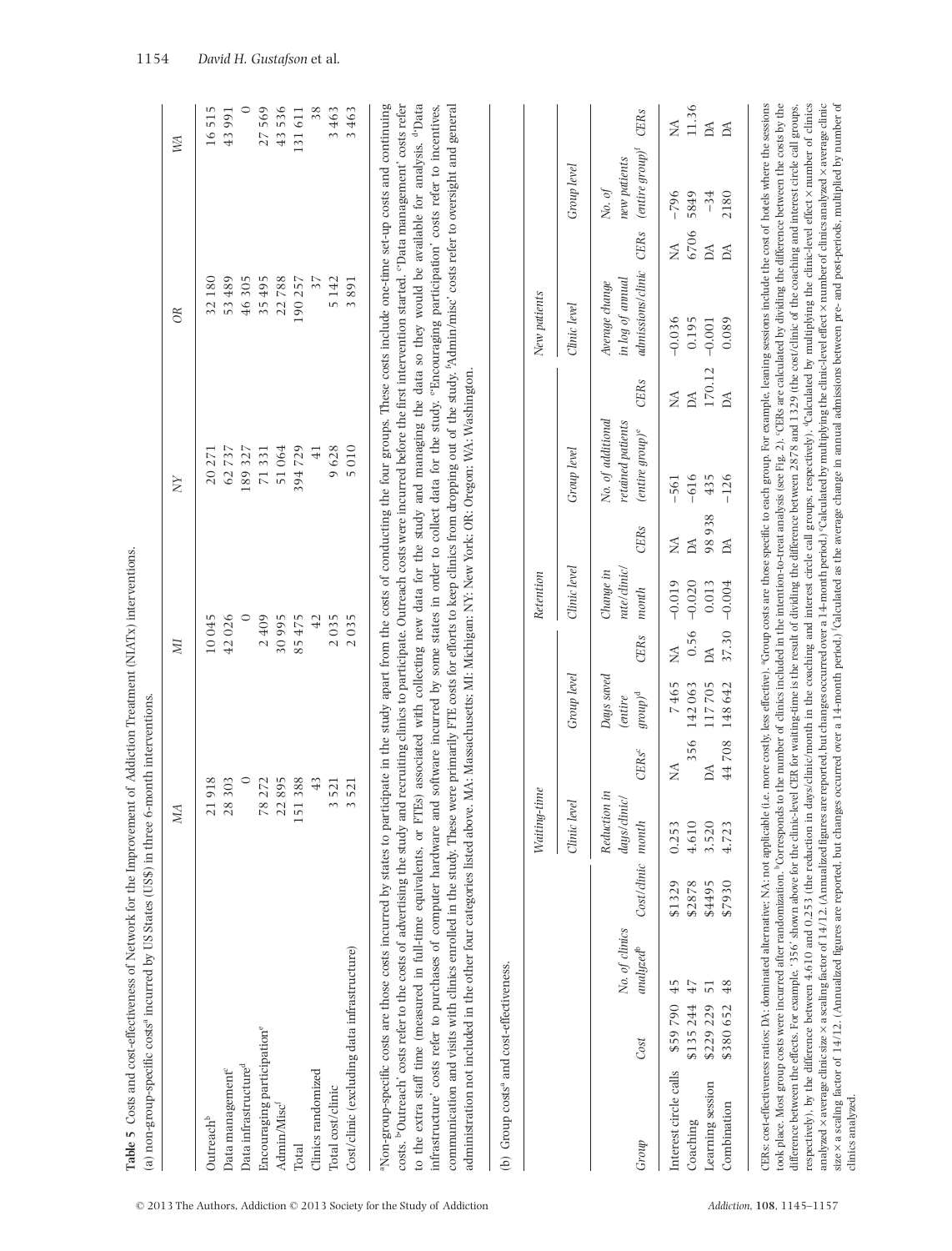**Table 5** Costs and cost-effectiveness of Network for the Improvement of Addiction Treatment (NIATx) interventions.

(a) non-group-specific costs[a] incurred by US States (US$) in three 6-month interventions.

| | MA | MI | NY | OR | WA |
|---|---|---|---|---|---|
| Outreach[b] | 21 918 | 10 045 | 20 271 | 32 180 | 16 515 |
| Data management[c] | 28 303 | 42 026 | 62 737 | 53 489 | 43 991 |
| Data infrastructure[d] | 0 | 0 | 189 327 | 46 305 | 0 |
| Encouraging participation[e] | 78 272 | 2 409 | 71 331 | 35 495 | 27 569 |
| Admin/Misc[f] | 22 895 | 30 995 | 51 064 | 22 788 | 43 536 |
| Total | 151 388 | 85 475 | 394 729 | 190 257 | 131 611 |
| Clinics randomized | 43 | 42 | 41 | 37 | 38 |
| Total cost/clinic | 3 521 | 2 035 | 9 628 | 5 142 | 3 463 |
| Cost/clinic (excluding data infrastructure) | 3 521 | 2 035 | 5 010 | 3 891 | 3 463 |

[a]Non-group-specific costs are those costs incurred by states to participate in the study apart from the costs of conducting the four groups. These costs include one-time set-up costs and continuing costs. [b]'Outreach' costs refer to the costs of advertising the study and recruiting clinics to participate. Outreach costs were incurred before the first intervention started. [c]'Data management' costs refer to the extra staff time (measured in full-time equivalents, or FTEs) associated with collecting new data for the study and managing the data so they would be available for analysis. [d]'Data infrastructure' costs refer to purchases of computer hardware and software incurred by some states in order to collect data for the study. [e]'Encouraging participation' costs refer to incentives, communication and visits with clinics enrolled in the study. These were primarily FTE costs for efforts to keep clinics from dropping out of the study. [f]'Admin/misc' costs refer to oversight and general administration not included in the other four categories listed above. MA: Massachusetts; MI: Michigan; NY: New York; OR: Oregon; WA: Washington.

(b) Group costs[a] and cost-effectiveness.

| | | | | Waiting-time | | | | Retention | | | | New patients | | | |
|---|---|---|---|---|---|---|---|---|---|---|---|---|---|---|---|
| | | | | Clinic level | | Group level | | Clinic level | | Group level | | Clinic level | | Group level | |
| Group | Cost | No. of clinics analyzed[b] | Cost/clinic | Reduction in days/clinic/month | CERs[c] | Days saved (entire group)[d] | CERs | Change in rate/clinic/month | CERs | No. of additional retained patients (entire group)[e] | CERs | Average change in log of annual admissions/clinic | CERs | No. of new patients (entire group)[f] | CERs |
| Interest circle calls | $59 790 | 45 | $1329 | 0.253 | NA | 7 465 | NA | −0.019 | NA | −561 | NA | −0.036 | NA | −796 | NA |
| Coaching | $135 244 | 47 | $2878 | 4.610 | 356 | 142 063 | 0.56 | −0.020 | DA | −616 | DA | 0.195 | 6706 | 5849 | 11.36 |
| Learning session | $229 229 | 51 | $4495 | 3.520 | DA | 117 705 | DA | 0.013 | 98 938 | 435 | 170.12 | −0.001 | DA | −34 | DA |
| Combination | $380 652 | 48 | $7930 | 4.723 | 44 708 | 148 642 | 37.30 | −0.004 | DA | −126 | DA | 0.089 | DA | 2180 | DA |

CERs: cost-effectiveness ratios; DA: dominated alternative; NA: not applicable (i.e. more costly, less effective). [a]Group costs are those specific to each group. For example, learning sessions include the cost of hotels where the sessions took place. Most group costs were incurred after randomization. [b]Corresponds to the number of clinics included in the intention-to-treat analysis (see Fig. 2). [c]CERs are calculated by dividing the difference between the costs by the difference between the effects. For example, '356' shown above for the clinic-level CER for waiting-time is the result of dividing the difference between 2878 and 1329 (the cost/clinic of the coaching and interest circle call groups, respectively), by the difference between 4.610 and 0.253 (the reduction in days/clinic/month in the coaching and interest circle call groups, respectively). [d]Calculated by multiplying the clinic-level effect × number of clinics analyzed × average clinic size × a scaling factor of 14/12. (Annualized figures are reported, but changes occurred over a 14-month period.) [e]Calculated by multiplying the clinic-level effect × number of clinics analyzed × average clinic size × a scaling factor of 14/12. (Annualized figures are reported, but changes occurred over a 14-month period.) [f]Calculated as the average change in annual admissions between pre- and post-periods, multiplied by number of clinics analyzed.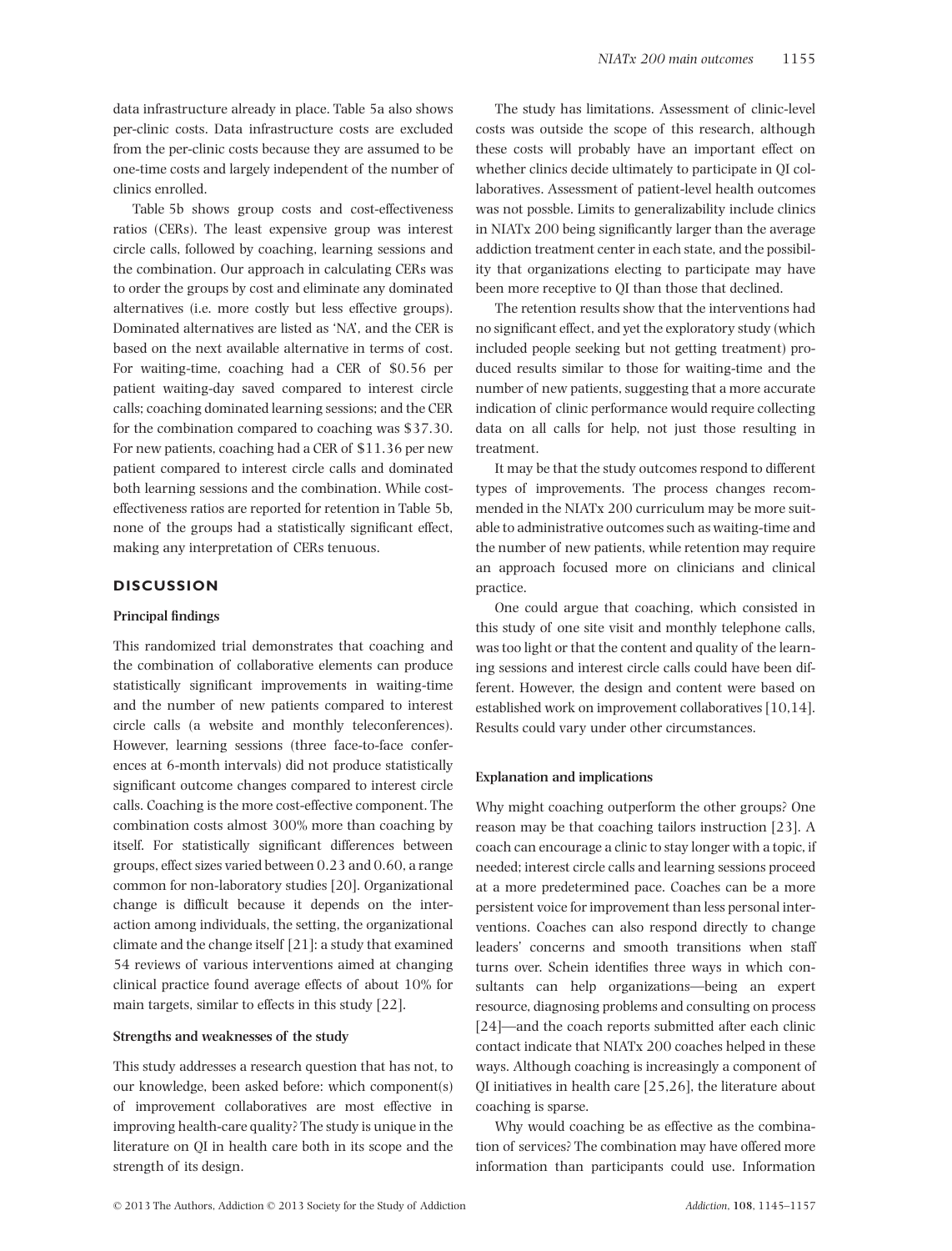data infrastructure already in place. Table 5a also shows per-clinic costs. Data infrastructure costs are excluded from the per-clinic costs because they are assumed to be one-time costs and largely independent of the number of clinics enrolled.

Table 5b shows group costs and cost-effectiveness ratios (CERs). The least expensive group was interest circle calls, followed by coaching, learning sessions and the combination. Our approach in calculating CERs was to order the groups by cost and eliminate any dominated alternatives (i.e. more costly but less effective groups). Dominated alternatives are listed as 'NA', and the CER is based on the next available alternative in terms of cost. For waiting-time, coaching had a CER of $0.56 per patient waiting-day saved compared to interest circle calls; coaching dominated learning sessions; and the CER for the combination compared to coaching was $37.30. For new patients, coaching had a CER of $11.36 per new patient compared to interest circle calls and dominated both learning sessions and the combination. While cost-effectiveness ratios are reported for retention in Table 5b, none of the groups had a statistically significant effect, making any interpretation of CERs tenuous.

## DISCUSSION

### Principal findings

This randomized trial demonstrates that coaching and the combination of collaborative elements can produce statistically significant improvements in waiting-time and the number of new patients compared to interest circle calls (a website and monthly teleconferences). However, learning sessions (three face-to-face conferences at 6-month intervals) did not produce statistically significant outcome changes compared to interest circle calls. Coaching is the more cost-effective component. The combination costs almost 300% more than coaching by itself. For statistically significant differences between groups, effect sizes varied between 0.23 and 0.60, a range common for non-laboratory studies [20]. Organizational change is difficult because it depends on the interaction among individuals, the setting, the organizational climate and the change itself [21]: a study that examined 54 reviews of various interventions aimed at changing clinical practice found average effects of about 10% for main targets, similar to effects in this study [22].

### Strengths and weaknesses of the study

This study addresses a research question that has not, to our knowledge, been asked before: which component(s) of improvement collaboratives are most effective in improving health-care quality? The study is unique in the literature on QI in health care both in its scope and the strength of its design.

The study has limitations. Assessment of clinic-level costs was outside the scope of this research, although these costs will probably have an important effect on whether clinics decide ultimately to participate in QI collaboratives. Assessment of patient-level health outcomes was not possble. Limits to generalizability include clinics in NIATx 200 being significantly larger than the average addiction treatment center in each state, and the possibility that organizations electing to participate may have been more receptive to QI than those that declined.

The retention results show that the interventions had no significant effect, and yet the exploratory study (which included people seeking but not getting treatment) produced results similar to those for waiting-time and the number of new patients, suggesting that a more accurate indication of clinic performance would require collecting data on all calls for help, not just those resulting in treatment.

It may be that the study outcomes respond to different types of improvements. The process changes recommended in the NIATx 200 curriculum may be more suitable to administrative outcomes such as waiting-time and the number of new patients, while retention may require an approach focused more on clinicians and clinical practice.

One could argue that coaching, which consisted in this study of one site visit and monthly telephone calls, was too light or that the content and quality of the learning sessions and interest circle calls could have been different. However, the design and content were based on established work on improvement collaboratives [10,14]. Results could vary under other circumstances.

### Explanation and implications

Why might coaching outperform the other groups? One reason may be that coaching tailors instruction [23]. A coach can encourage a clinic to stay longer with a topic, if needed; interest circle calls and learning sessions proceed at a more predetermined pace. Coaches can be a more persistent voice for improvement than less personal interventions. Coaches can also respond directly to change leaders' concerns and smooth transitions when staff turns over. Schein identifies three ways in which consultants can help organizations—being an expert resource, diagnosing problems and consulting on process [24]—and the coach reports submitted after each clinic contact indicate that NIATx 200 coaches helped in these ways. Although coaching is increasingly a component of QI initiatives in health care [25,26], the literature about coaching is sparse.

Why would coaching be as effective as the combination of services? The combination may have offered more information than participants could use. Information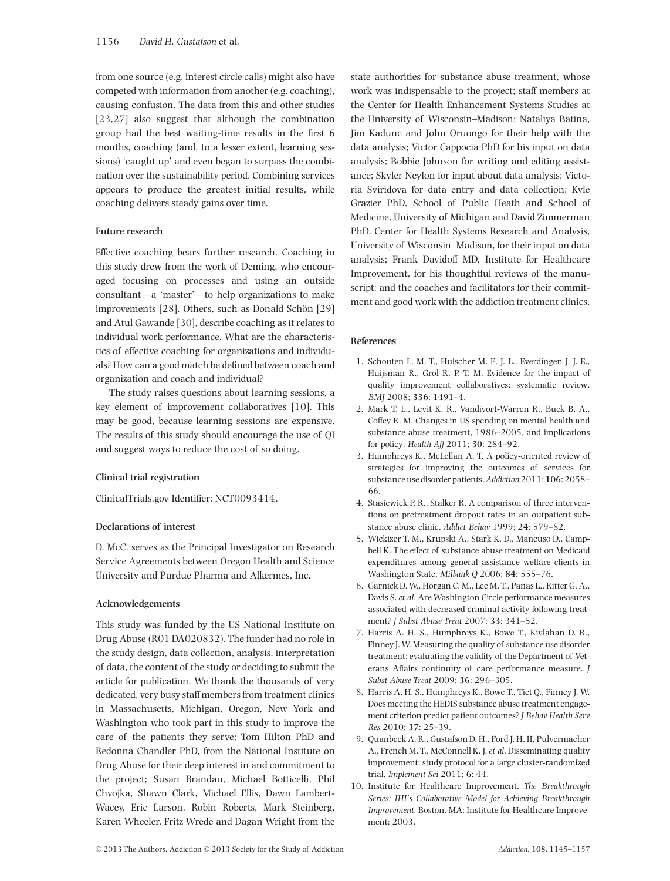from one source (e.g. interest circle calls) might also have competed with information from another (e.g. coaching), causing confusion. The data from this and other studies [23,27] also suggest that although the combination group had the best waiting-time results in the first 6 months, coaching (and, to a lesser extent, learning sessions) 'caught up' and even began to surpass the combination over the sustainability period. Combining services appears to produce the greatest initial results, while coaching delivers steady gains over time.

### Future research

Effective coaching bears further research. Coaching in this study drew from the work of Deming, who encouraged focusing on processes and using an outside consultant—a 'master'—to help organizations to make improvements [28]. Others, such as Donald Schön [29] and Atul Gawande [30], describe coaching as it relates to individual work performance. What are the characteristics of effective coaching for organizations and individuals? How can a good match be defined between coach and organization and coach and individual?

The study raises questions about learning sessions, a key element of improvement collaboratives [10]. This may be good, because learning sessions are expensive. The results of this study should encourage the use of QI and suggest ways to reduce the cost of so doing.

### Clinical trial registration

ClinicalTrials.gov Identifier: NCT0093414.

### Declarations of interest

D. McC. serves as the Principal Investigator on Research Service Agreements between Oregon Health and Science University and Purdue Pharma and Alkermes, Inc.

### Acknowledgements

This study was funded by the US National Institute on Drug Abuse (R01 DA020832). The funder had no role in the study design, data collection, analysis, interpretation of data, the content of the study or deciding to submit the article for publication. We thank the thousands of very dedicated, very busy staff members from treatment clinics in Massachusetts, Michigan, Oregon, New York and Washington who took part in this study to improve the care of the patients they serve; Tom Hilton PhD and Redonna Chandler PhD, from the National Institute on Drug Abuse for their deep interest in and commitment to the project; Susan Brandau, Michael Botticelli, Phil Chvojka, Shawn Clark, Michael Ellis, Dawn Lambert-Wacey, Eric Larson, Robin Roberts, Mark Steinberg, Karen Wheeler, Fritz Wrede and Dagan Wright from the state authorities for substance abuse treatment, whose work was indispensable to the project; staff members at the Center for Health Enhancement Systems Studies at the University of Wisconsin–Madison: Nataliya Batina, Jim Kadunc and John Oruongo for their help with the data analysis; Victor Cappocia PhD for his input on data analysis; Bobbie Johnson for writing and editing assistance; Skyler Neylon for input about data analysis; Victoria Sviridova for data entry and data collection; Kyle Grazier PhD, School of Public Heath and School of Medicine, University of Michigan and David Zimmerman PhD, Center for Health Systems Research and Analysis, University of Wisconsin–Madison, for their input on data analysis; Frank Davidoff MD, Institute for Healthcare Improvement, for his thoughtful reviews of the manuscript; and the coaches and facilitators for their commitment and good work with the addiction treatment clinics.

### References

1. Schouten L. M. T., Hulscher M. E. J. L., Everdingen J. J. E., Huijsman R., Grol R. P. T. M. Evidence for the impact of quality improvement collaboratives: systematic review. *BMJ* 2008; **336**: 1491–4.
2. Mark T. L., Levit K. R., Vandivort-Warren R., Buck B. A., Coffey R. M. Changes in US spending on mental health and substance abuse treatment, 1986–2005, and implications for policy. *Health Aff* 2011; **30**: 284–92.
3. Humphreys K., McLellan A. T. A policy-oriented review of strategies for improving the outcomes of services for substance use disorder patients. *Addiction* 2011; **106**: 2058–66.
4. Stasiewick P. R., Stalker R. A comparison of three interventions on pretreatment dropout rates in an outpatient substance abuse clinic. *Addict Behav* 1999; **24**: 579–82.
5. Wickizer T. M., Krupski A., Stark K. D., Mancuso D., Campbell K. The effect of substance abuse treatment on Medicaid expenditures among general assistance welfare clients in Washington State. *Milbank Q* 2006; **84**: 555–76.
6. Garnick D. W., Horgan C. M., Lee M. T., Panas L., Ritter G. A., Davis S. *et al*. Are Washington Circle performance measures associated with decreased criminal activity following treatment? *J Subst Abuse Treat* 2007; **33**: 341–52.
7. Harris A. H. S., Humphreys K., Bowe T., Kivlahan D. R., Finney J. W. Measuring the quality of substance use disorder treatment: evaluating the validity of the Department of Veterans Affairs continuity of care performance measure. *J Subst Abuse Treat* 2009; **36**: 296–305.
8. Harris A. H. S., Humphreys K., Bowe T., Tiet Q., Finney J. W. Does meeting the HEDIS substance abuse treatment engagement criterion predict patient outcomes? *J Behav Health Serv Res* 2010; **37**: 25–39.
9. Quanbeck A. R., Gustafson D. H., Ford J. H. II, Pulvermacher A., French M. T., McConnell K. J. *et al*. Disseminating quality improvement: study protocol for a large cluster-randomized trial. *Implement Sci* 2011; **6**: 44.
10. Institute for Healthcare Improvement. *The Breakthrough Series: IHI's Collaborative Model for Achieving Breakthrough Improvement*. Boston, MA: Institute for Healthcare Improvement; 2003.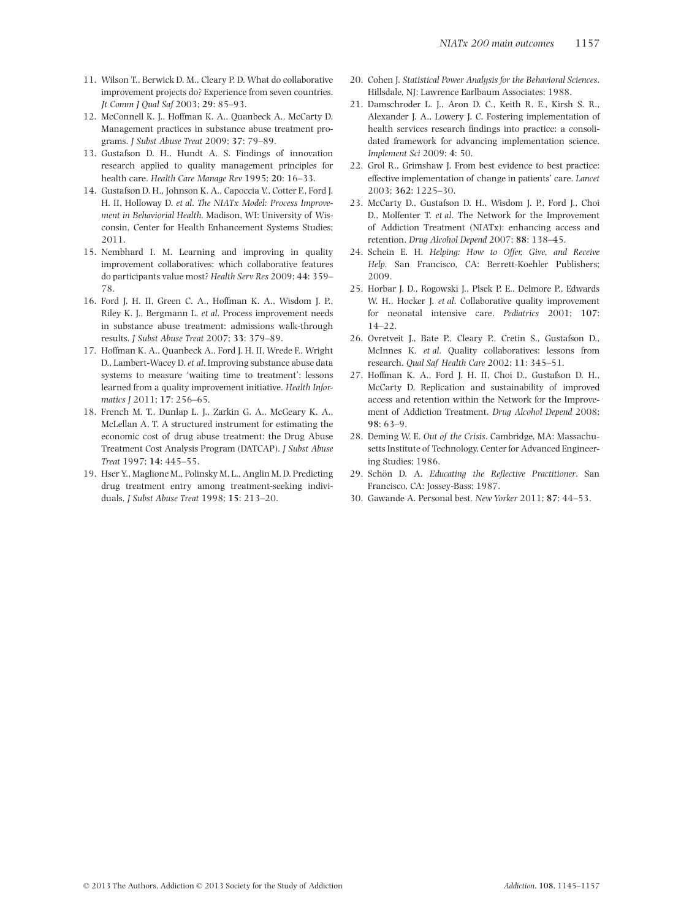11. Wilson T., Berwick D. M., Cleary P. D. What do collaborative improvement projects do? Experience from seven countries. *Jt Comm J Qual Saf* 2003; **29**: 85–93.
12. McConnell K. J., Hoffman K. A., Quanbeck A., McCarty D. Management practices in substance abuse treatment programs. *J Subst Abuse Treat* 2009; **37**: 79–89.
13. Gustafson D. H., Hundt A. S. Findings of innovation research applied to quality management principles for health care. *Health Care Manage Rev* 1995; **20**: 16–33.
14. Gustafson D. H., Johnson K. A., Capoccia V., Cotter F., Ford J. H. II, Holloway D. *et al*. *The NIATx Model: Process Improvement in Behaviorial Health.* Madison, WI: University of Wisconsin, Center for Health Enhancement Systems Studies; 2011.
15. Nembhard I. M. Learning and improving in quality improvement collaboratives: which collaborative features do participants value most? *Health Serv Res* 2009; **44**: 359–78.
16. Ford J. H. II, Green C. A., Hoffman K. A., Wisdom J. P., Riley K. J., Bergmann L. *et al*. Process improvement needs in substance abuse treatment: admissions walk-through results. *J Subst Abuse Treat* 2007; **33**: 379–89.
17. Hoffman K. A., Quanbeck A., Ford J. H. II, Wrede F., Wright D., Lambert-Wacey D. *et al*. Improving substance abuse data systems to measure 'waiting time to treatment': lessons learned from a quality improvement initiative. *Health Informatics J* 2011; **17**: 256–65.
18. French M. T., Dunlap L. J., Zarkin G. A., McGeary K. A., McLellan A. T. A structured instrument for estimating the economic cost of drug abuse treatment: the Drug Abuse Treatment Cost Analysis Program (DATCAP). *J Subst Abuse Treat* 1997; **14**: 445–55.
19. Hser Y., Maglione M., Polinsky M. L., Anglin M. D. Predicting drug treatment entry among treatment-seeking individuals. *J Subst Abuse Treat* 1998; **15**: 213–20.
20. Cohen J. *Statistical Power Analysis for the Behavioral Sciences*. Hillsdale, NJ: Lawrence Earlbaum Associates; 1988.
21. Damschroder L. J., Aron D. C., Keith R. E., Kirsh S. R., Alexander J. A., Lowery J. C. Fostering implementation of health services research findings into practice: a consolidated framework for advancing implementation science. *Implement Sci* 2009; **4**: 50.
22. Grol R., Grimshaw J. From best evidence to best practice: effective implementation of change in patients' care. *Lancet* 2003; **362**: 1225–30.
23. McCarty D., Gustafson D. H., Wisdom J. P., Ford J., Choi D., Molfenter T. *et al*. The Network for the Improvement of Addiction Treatment (NIATx): enhancing access and retention. *Drug Alcohol Depend* 2007; **88**: 138–45.
24. Schein E. H. *Helping: How to Offer, Give, and Receive Help*. San Francisco, CA: Berrett-Koehler Publishers; 2009.
25. Horbar J. D., Rogowski J., Plsek P. E., Delmore P., Edwards W. H., Hocker J. *et al*. Collaborative quality improvement for neonatal intensive care. *Pediatrics* 2001; **107**: 14–22.
26. Ovretveit J., Bate P., Cleary P., Cretin S., Gustafson D., McInnes K. *et al*. Quality collaboratives: lessons from research. *Qual Saf Health Care* 2002; **11**: 345–51.
27. Hoffman K. A., Ford J. H. II, Choi D., Gustafson D. H., McCarty D. Replication and sustainability of improved access and retention within the Network for the Improvement of Addiction Treatment. *Drug Alcohol Depend* 2008; **98**: 63–9.
28. Deming W. E. *Out of the Crisis*. Cambridge, MA: Massachusetts Institute of Technology, Center for Advanced Engineering Studies; 1986.
29. Schön D. A. *Educating the Reflective Practitioner*. San Francisco, CA: Jossey-Bass; 1987.
30. Gawande A. Personal best. *New Yorker* 2011; **87**: 44–53.